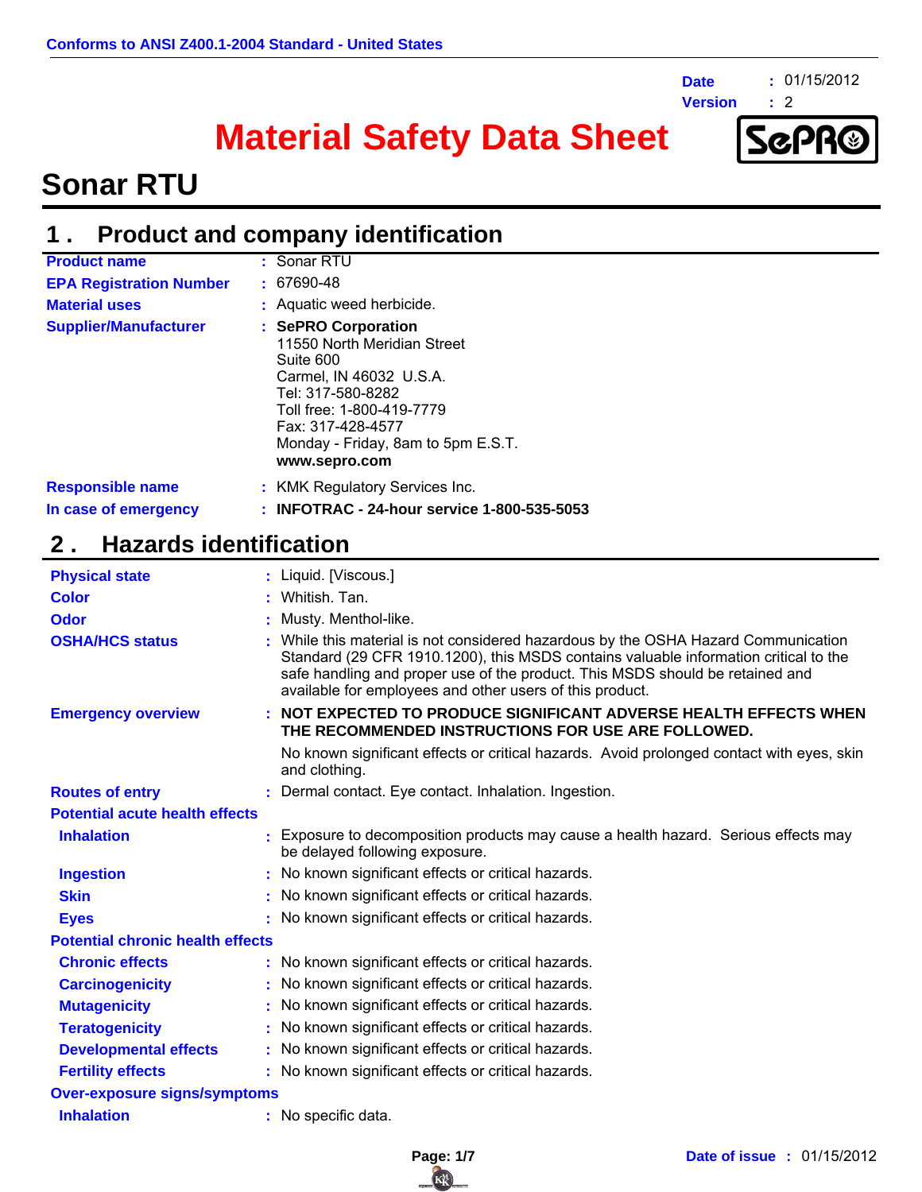Conforms to ANSI Z400.1-2004 Standard - United States

| | |
|---|---|
| **Date** | : 01/15/2012 |
| **Version** | : 2 |

# Material Safety Data Sheet

SePRO

# Sonar RTU

## 1 . Product and company identification

| | |
|---|---|
| **Product name** | : Sonar RTU |
| **EPA Registration Number** | : 67690-48 |
| **Material uses** | : Aquatic weed herbicide. |
| **Supplier/Manufacturer** | : **SePRO Corporation**<br>11550 North Meridian Street<br>Suite 600<br>Carmel, IN 46032 U.S.A.<br>Tel: 317-580-8282<br>Toll free: 1-800-419-7779<br>Fax: 317-428-4577<br>Monday - Friday, 8am to 5pm E.S.T.<br>**www.sepro.com** |
| **Responsible name** | : KMK Regulatory Services Inc. |
| **In case of emergency** | : **INFOTRAC - 24-hour service 1-800-535-5053** |

## 2 . Hazards identification

| | |
|---|---|
| **Physical state** | : Liquid. [Viscous.] |
| **Color** | : Whitish. Tan. |
| **Odor** | : Musty. Menthol-like. |
| **OSHA/HCS status** | : While this material is not considered hazardous by the OSHA Hazard Communication Standard (29 CFR 1910.1200), this MSDS contains valuable information critical to the safe handling and proper use of the product. This MSDS should be retained and available for employees and other users of this product. |
| **Emergency overview** | : **NOT EXPECTED TO PRODUCE SIGNIFICANT ADVERSE HEALTH EFFECTS WHEN THE RECOMMENDED INSTRUCTIONS FOR USE ARE FOLLOWED.**<br>No known significant effects or critical hazards. Avoid prolonged contact with eyes, skin and clothing. |
| **Routes of entry** | : Dermal contact. Eye contact. Inhalation. Ingestion. |
| **Potential acute health effects** | |
| **Inhalation** | : Exposure to decomposition products may cause a health hazard. Serious effects may be delayed following exposure. |
| **Ingestion** | : No known significant effects or critical hazards. |
| **Skin** | : No known significant effects or critical hazards. |
| **Eyes** | : No known significant effects or critical hazards. |
| **Potential chronic health effects** | |
| **Chronic effects** | : No known significant effects or critical hazards. |
| **Carcinogenicity** | : No known significant effects or critical hazards. |
| **Mutagenicity** | : No known significant effects or critical hazards. |
| **Teratogenicity** | : No known significant effects or critical hazards. |
| **Developmental effects** | : No known significant effects or critical hazards. |
| **Fertility effects** | : No known significant effects or critical hazards. |
| **Over-exposure signs/symptoms** | |
| **Inhalation** | : No specific data. |

**Date of issue** : 01/15/2012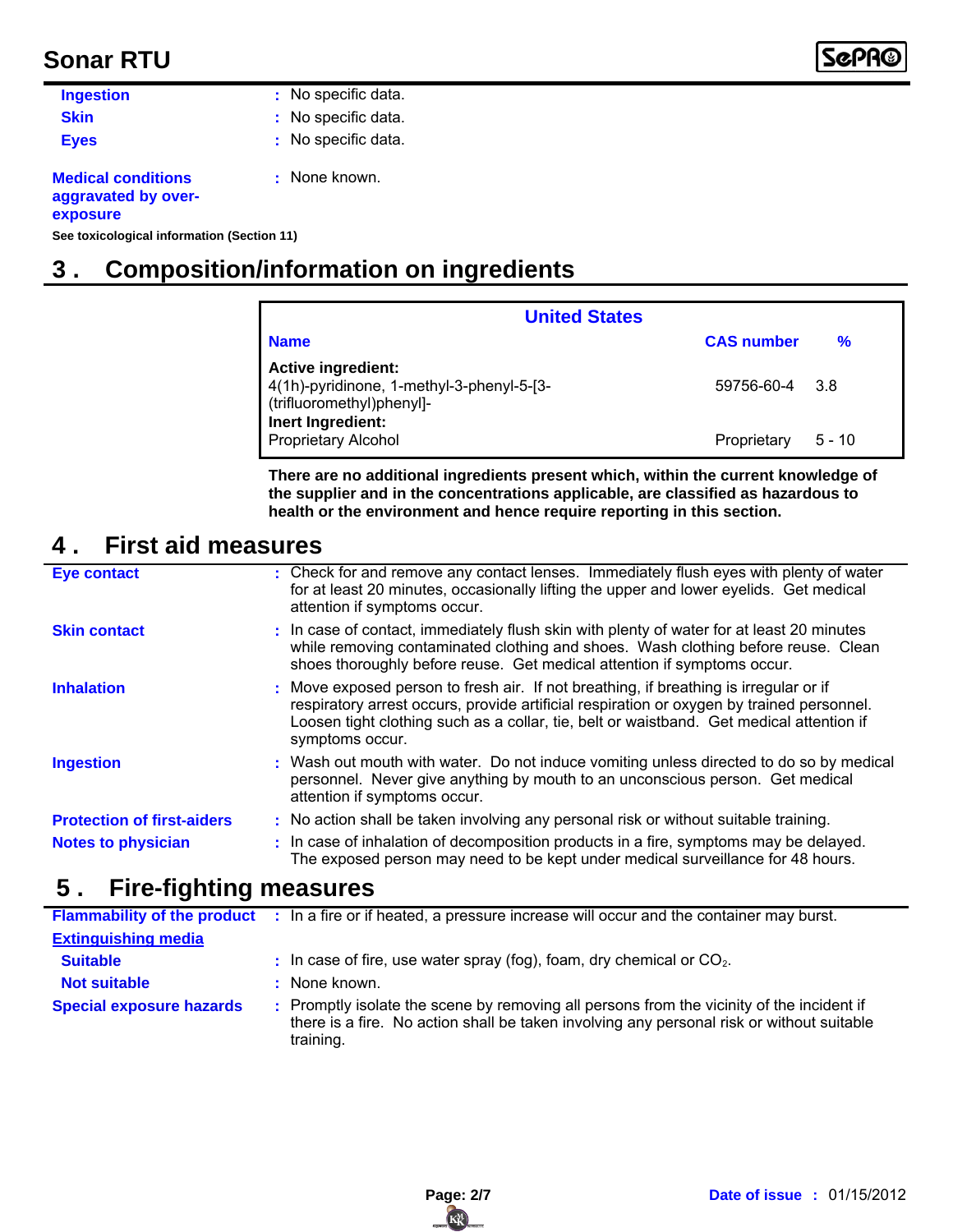| | |
|---|---|
| **Ingestion** | : No specific data. |
| **Skin** | : No specific data. |
| **Eyes** | : No specific data. |

**Medical conditions aggravated by over-exposure** : None known.

**See toxicological information (Section 11)**

## 3 . Composition/information on ingredients

| United States | | |
|---|---|---|
| **Name** | **CAS number** | **%** |
| **Active ingredient:** 4(1h)-pyridinone, 1-methyl-3-phenyl-5-[3-(trifluoromethyl)phenyl]- | 59756-60-4 | 3.8 |
| **Inert Ingredient:** Proprietary Alcohol | Proprietary | 5 - 10 |

**There are no additional ingredients present which, within the current knowledge of the supplier and in the concentrations applicable, are classified as hazardous to health or the environment and hence require reporting in this section.**

## 4 . First aid measures

**Eye contact** : Check for and remove any contact lenses. Immediately flush eyes with plenty of water for at least 20 minutes, occasionally lifting the upper and lower eyelids. Get medical attention if symptoms occur.

**Skin contact** : In case of contact, immediately flush skin with plenty of water for at least 20 minutes while removing contaminated clothing and shoes. Wash clothing before reuse. Clean shoes thoroughly before reuse. Get medical attention if symptoms occur.

**Inhalation** : Move exposed person to fresh air. If not breathing, if breathing is irregular or if respiratory arrest occurs, provide artificial respiration or oxygen by trained personnel. Loosen tight clothing such as a collar, tie, belt or waistband. Get medical attention if symptoms occur.

**Ingestion** : Wash out mouth with water. Do not induce vomiting unless directed to do so by medical personnel. Never give anything by mouth to an unconscious person. Get medical attention if symptoms occur.

**Protection of first-aiders** : No action shall be taken involving any personal risk or without suitable training.

**Notes to physician** : In case of inhalation of decomposition products in a fire, symptoms may be delayed. The exposed person may need to be kept under medical surveillance for 48 hours.

## 5 . Fire-fighting measures

**Flammability of the product** : In a fire or if heated, a pressure increase will occur and the container may burst.

**Extinguishing media**

**Suitable** : In case of fire, use water spray (fog), foam, dry chemical or $CO_2$.

**Not suitable** : None known.

**Special exposure hazards** : Promptly isolate the scene by removing all persons from the vicinity of the incident if there is a fire. No action shall be taken involving any personal risk or without suitable training.

**Date of issue** : 01/15/2012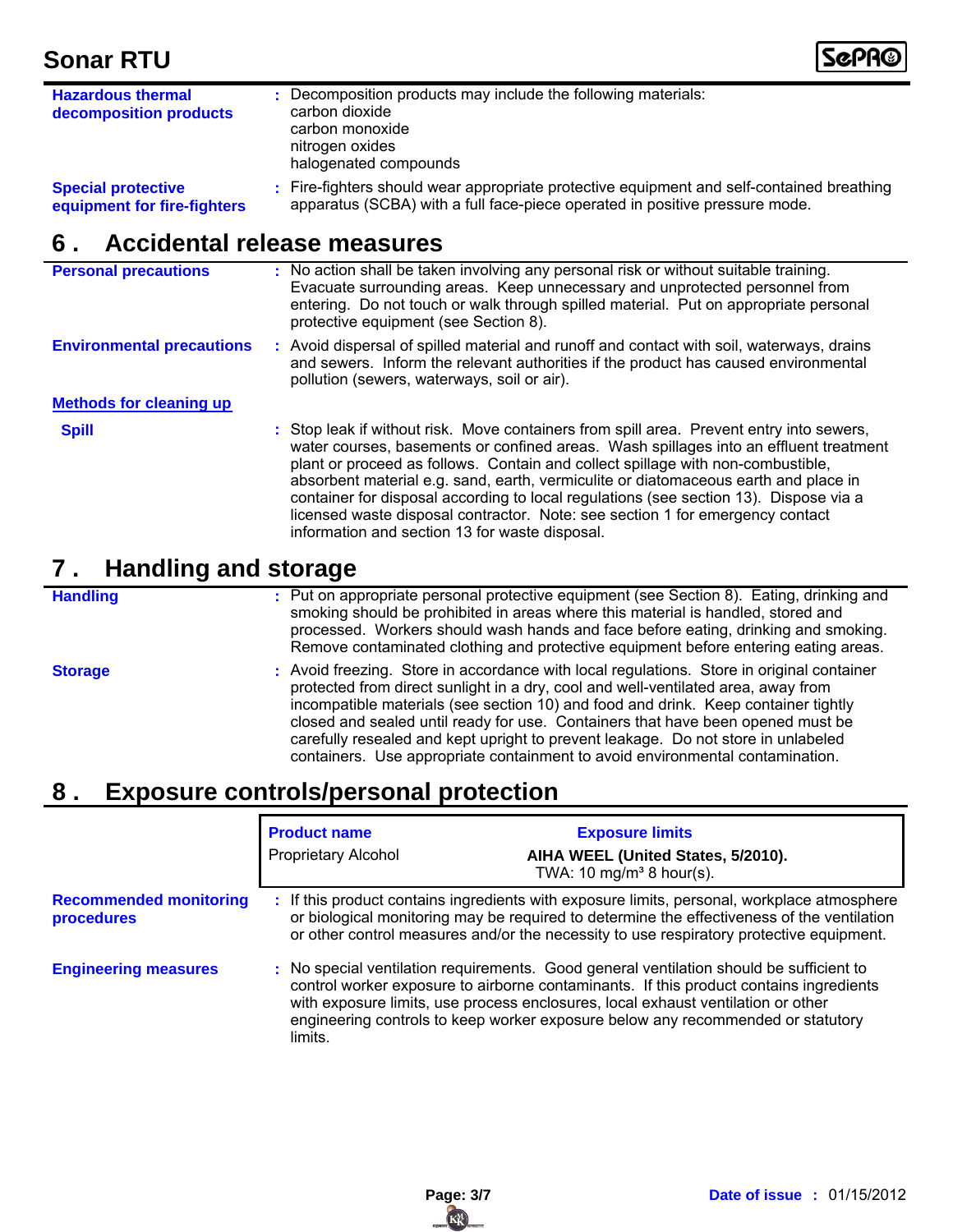**Hazardous thermal decomposition products** : Decomposition products may include the following materials:
carbon dioxide
carbon monoxide
nitrogen oxides
halogenated compounds

**Special protective equipment for fire-fighters** : Fire-fighters should wear appropriate protective equipment and self-contained breathing apparatus (SCBA) with a full face-piece operated in positive pressure mode.

## 6 . Accidental release measures

**Personal precautions** : No action shall be taken involving any personal risk or without suitable training. Evacuate surrounding areas. Keep unnecessary and unprotected personnel from entering. Do not touch or walk through spilled material. Put on appropriate personal protective equipment (see Section 8).

**Environmental precautions** : Avoid dispersal of spilled material and runoff and contact with soil, waterways, drains and sewers. Inform the relevant authorities if the product has caused environmental pollution (sewers, waterways, soil or air).

**Methods for cleaning up**

**Spill** : Stop leak if without risk. Move containers from spill area. Prevent entry into sewers, water courses, basements or confined areas. Wash spillages into an effluent treatment plant or proceed as follows. Contain and collect spillage with non-combustible, absorbent material e.g. sand, earth, vermiculite or diatomaceous earth and place in container for disposal according to local regulations (see section 13). Dispose via a licensed waste disposal contractor. Note: see section 1 for emergency contact information and section 13 for waste disposal.

## 7 . Handling and storage

**Handling** : Put on appropriate personal protective equipment (see Section 8). Eating, drinking and smoking should be prohibited in areas where this material is handled, stored and processed. Workers should wash hands and face before eating, drinking and smoking. Remove contaminated clothing and protective equipment before entering eating areas.

**Storage** : Avoid freezing. Store in accordance with local regulations. Store in original container protected from direct sunlight in a dry, cool and well-ventilated area, away from incompatible materials (see section 10) and food and drink. Keep container tightly closed and sealed until ready for use. Containers that have been opened must be carefully resealed and kept upright to prevent leakage. Do not store in unlabeled containers. Use appropriate containment to avoid environmental contamination.

## 8 . Exposure controls/personal protection

| Product name | Exposure limits |
|---|---|
| Proprietary Alcohol | **AIHA WEEL (United States, 5/2010).** TWA: 10 mg/m³ 8 hour(s). |

**Recommended monitoring procedures** : If this product contains ingredients with exposure limits, personal, workplace atmosphere or biological monitoring may be required to determine the effectiveness of the ventilation or other control measures and/or the necessity to use respiratory protective equipment.

**Engineering measures** : No special ventilation requirements. Good general ventilation should be sufficient to control worker exposure to airborne contaminants. If this product contains ingredients with exposure limits, use process enclosures, local exhaust ventilation or other engineering controls to keep worker exposure below any recommended or statutory limits.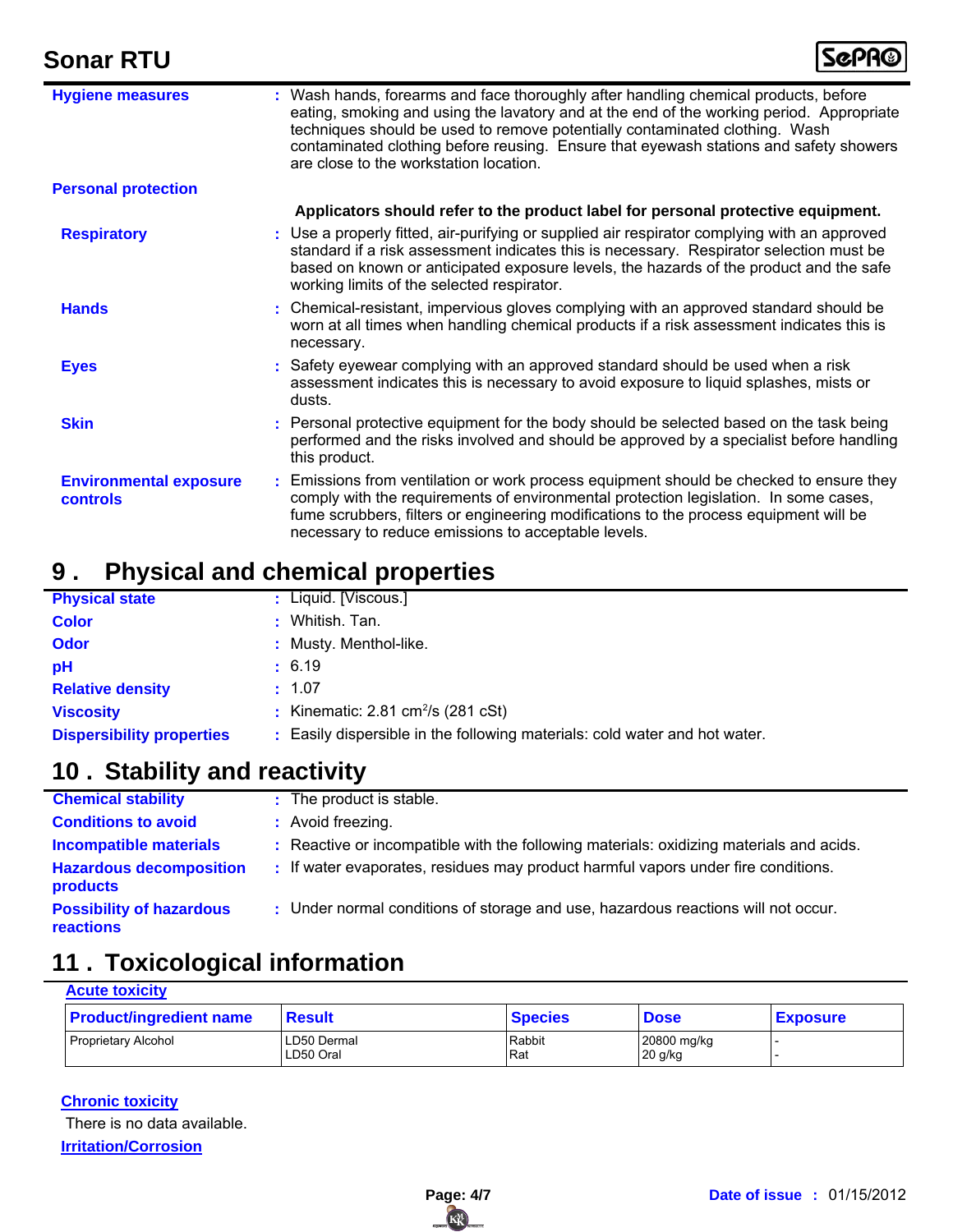**Hygiene measures** : Wash hands, forearms and face thoroughly after handling chemical products, before eating, smoking and using the lavatory and at the end of the working period. Appropriate techniques should be used to remove potentially contaminated clothing. Wash contaminated clothing before reusing. Ensure that eyewash stations and safety showers are close to the workstation location.

**Personal protection**

**Applicators should refer to the product label for personal protective equipment.**

**Respiratory** : Use a properly fitted, air-purifying or supplied air respirator complying with an approved standard if a risk assessment indicates this is necessary. Respirator selection must be based on known or anticipated exposure levels, the hazards of the product and the safe working limits of the selected respirator.

**Hands** : Chemical-resistant, impervious gloves complying with an approved standard should be worn at all times when handling chemical products if a risk assessment indicates this is necessary.

**Eyes** : Safety eyewear complying with an approved standard should be used when a risk assessment indicates this is necessary to avoid exposure to liquid splashes, mists or dusts.

**Skin** : Personal protective equipment for the body should be selected based on the task being performed and the risks involved and should be approved by a specialist before handling this product.

**Environmental exposure controls** : Emissions from ventilation or work process equipment should be checked to ensure they comply with the requirements of environmental protection legislation. In some cases, fume scrubbers, filters or engineering modifications to the process equipment will be necessary to reduce emissions to acceptable levels.

## 9 . Physical and chemical properties

**Physical state** : Liquid. [Viscous.]

**Color** : Whitish. Tan.

**Odor** : Musty. Menthol-like.

**pH** : 6.19

**Relative density** : 1.07

**Viscosity** : Kinematic: 2.81 $cm^2/s$ (281 cSt)

**Dispersibility properties** : Easily dispersible in the following materials: cold water and hot water.

## 10 . Stability and reactivity

**Chemical stability** : The product is stable.

**Conditions to avoid** : Avoid freezing.

**Incompatible materials** : Reactive or incompatible with the following materials: oxidizing materials and acids.

**Hazardous decomposition products** : If water evaporates, residues may product harmful vapors under fire conditions.

**Possibility of hazardous reactions** : Under normal conditions of storage and use, hazardous reactions will not occur.

## 11 . Toxicological information

**Acute toxicity**

| Product/ingredient name | Result | Species | Dose | Exposure |
|---|---|---|---|---|
| Proprietary Alcohol | LD50 Dermal<br>LD50 Oral | Rabbit<br>Rat | 20800 mg/kg<br>20 g/kg | -<br>- |

**Chronic toxicity**

There is no data available.

**Irritation/Corrosion**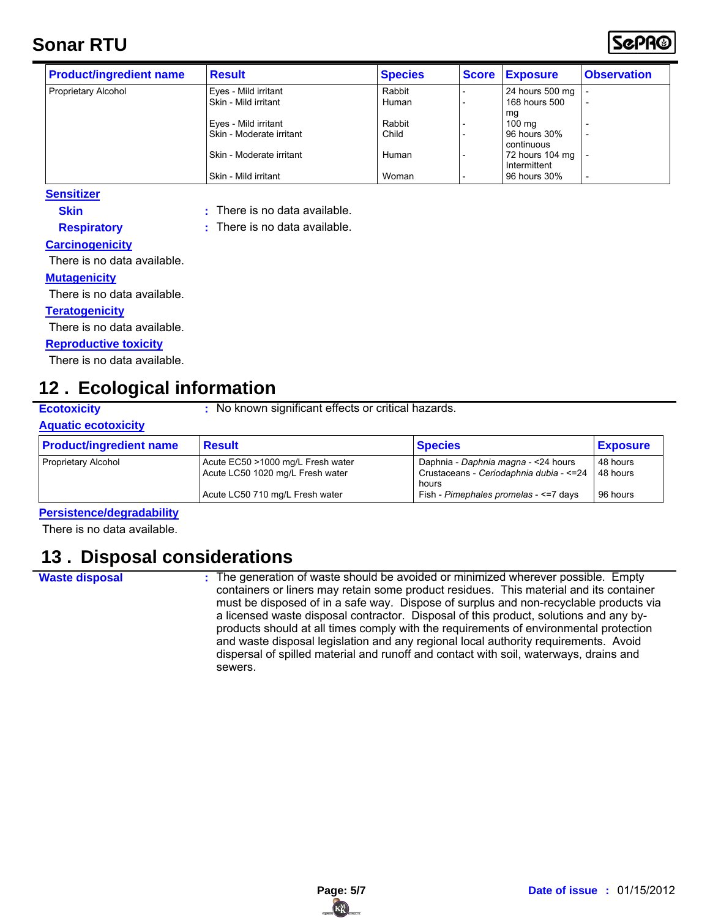| Product/ingredient name | Result | Species | Score | Exposure | Observation |
|---|---|---|---|---|---|
| Proprietary Alcohol | Eyes - Mild irritant | Rabbit | - | 24 hours 500 mg | - |
| | Skin - Mild irritant | Human | - | 168 hours 500 mg | - |
| | Eyes - Mild irritant | Rabbit | - | 100 mg | - |
| | Skin - Moderate irritant | Child | - | 96 hours 30% continuous | - |
| | Skin - Moderate irritant | Human | - | 72 hours 104 mg Intermittent | - |
| | Skin - Mild irritant | Woman | - | 96 hours 30% | - |

**Sensitizer**

**Skin** : There is no data available.

**Respiratory** : There is no data available.

**Carcinogenicity**

There is no data available.

**Mutagenicity**

There is no data available.

**Teratogenicity**

There is no data available.

**Reproductive toxicity**

There is no data available.

## 12 . Ecological information

**Ecotoxicity** : No known significant effects or critical hazards.

**Aquatic ecotoxicity**

| Product/ingredient name | Result | Species | Exposure |
|---|---|---|---|
| Proprietary Alcohol | Acute EC50 >1000 mg/L Fresh water | Daphnia - *Daphnia magna* - <24 hours | 48 hours |
| | Acute LC50 1020 mg/L Fresh water | Crustaceans - *Ceriodaphnia dubia* - <=24 hours | 48 hours |
| | Acute LC50 710 mg/L Fresh water | Fish - *Pimephales promelas* - <=7 days | 96 hours |

**Persistence/degradability**

There is no data available.

## 13 . Disposal considerations

**Waste disposal** : The generation of waste should be avoided or minimized wherever possible. Empty containers or liners may retain some product residues. This material and its container must be disposed of in a safe way. Dispose of surplus and non-recyclable products via a licensed waste disposal contractor. Disposal of this product, solutions and any by-products should at all times comply with the requirements of environmental protection and waste disposal legislation and any regional local authority requirements. Avoid dispersal of spilled material and runoff and contact with soil, waterways, drains and sewers.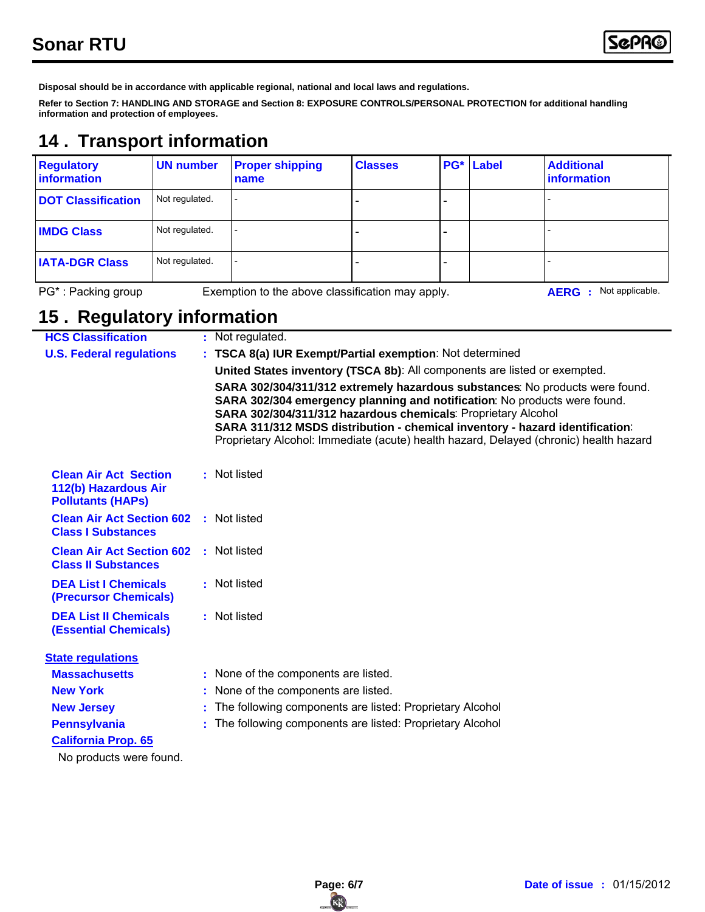**Disposal should be in accordance with applicable regional, national and local laws and regulations.**

**Refer to Section 7: HANDLING AND STORAGE and Section 8: EXPOSURE CONTROLS/PERSONAL PROTECTION for additional handling information and protection of employees.**

# 14 . Transport information

| Regulatory information | UN number | Proper shipping name | Classes | PG* | Label | Additional information |
|---|---|---|---|---|---|---|
| **DOT Classification** | Not regulated. | - | - | - | | - |
| **IMDG Class** | Not regulated. | - | - | - | | - |
| **IATA-DGR Class** | Not regulated. | - | - | - | | - |

PG* : Packing group    Exemption to the above classification may apply.    **AERG :** Not applicable.

# 15 . Regulatory information

**HCS Classification** : Not regulated.

**U.S. Federal regulations** : **TSCA 8(a) IUR Exempt/Partial exemption**: Not determined

**United States inventory (TSCA 8b)**: All components are listed or exempted.

**SARA 302/304/311/312 extremely hazardous substances**: No products were found.
**SARA 302/304 emergency planning and notification**: No products were found.
**SARA 302/304/311/312 hazardous chemicals**: Proprietary Alcohol
**SARA 311/312 MSDS distribution - chemical inventory - hazard identification**: Proprietary Alcohol: Immediate (acute) health hazard, Delayed (chronic) health hazard

**Clean Air Act Section 112(b) Hazardous Air Pollutants (HAPs)** : Not listed

**Clean Air Act Section 602 Class I Substances** : Not listed

**Clean Air Act Section 602 Class II Substances** : Not listed

**DEA List I Chemicals (Precursor Chemicals)** : Not listed

**DEA List II Chemicals (Essential Chemicals)** : Not listed

**State regulations**

**Massachusetts** : None of the components are listed.

**New York** : None of the components are listed.

**New Jersey** : The following components are listed: Proprietary Alcohol

**Pennsylvania** : The following components are listed: Proprietary Alcohol

**California Prop. 65**

No products were found.

**Date of issue** : 01/15/2012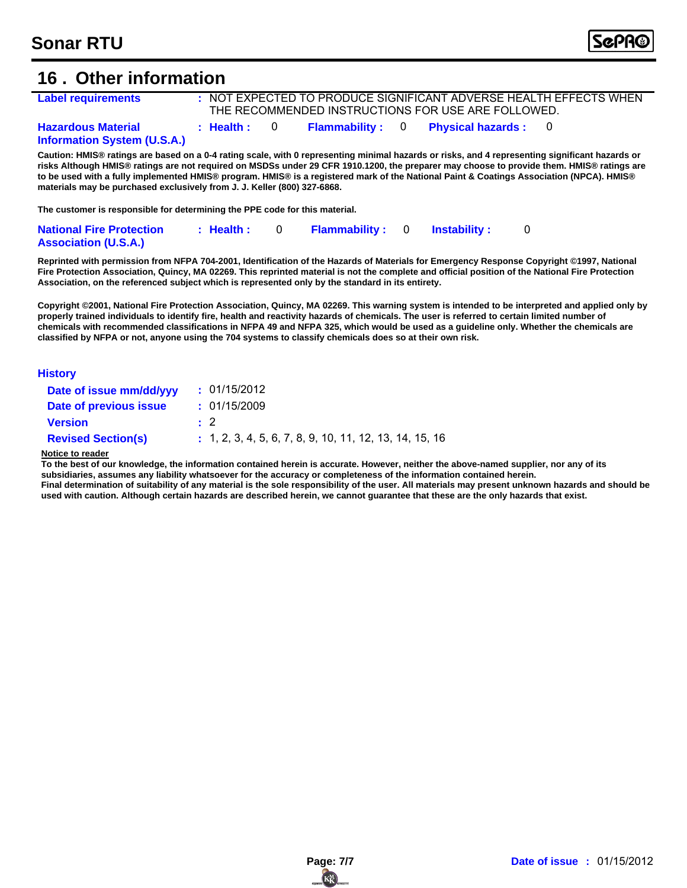## 16 . Other information

**Label requirements** : NOT EXPECTED TO PRODUCE SIGNIFICANT ADVERSE HEALTH EFFECTS WHEN THE RECOMMENDED INSTRUCTIONS FOR USE ARE FOLLOWED.

**Hazardous Material Information System (U.S.A.)** : **Health :** 0 **Flammability :** 0 **Physical hazards :** 0

**Caution: HMIS® ratings are based on a 0-4 rating scale, with 0 representing minimal hazards or risks, and 4 representing significant hazards or risks Although HMIS® ratings are not required on MSDSs under 29 CFR 1910.1200, the preparer may choose to provide them. HMIS® ratings are to be used with a fully implemented HMIS® program. HMIS® is a registered mark of the National Paint & Coatings Association (NPCA). HMIS® materials may be purchased exclusively from J. J. Keller (800) 327-6868.**

**The customer is responsible for determining the PPE code for this material.**

**National Fire Protection Association (U.S.A.)** : **Health :** 0 **Flammability :** 0 **Instability :** 0

**Reprinted with permission from NFPA 704-2001, Identification of the Hazards of Materials for Emergency Response Copyright ©1997, National Fire Protection Association, Quincy, MA 02269. This reprinted material is not the complete and official position of the National Fire Protection Association, on the referenced subject which is represented only by the standard in its entirety.**

**Copyright ©2001, National Fire Protection Association, Quincy, MA 02269. This warning system is intended to be interpreted and applied only by properly trained individuals to identify fire, health and reactivity hazards of chemicals. The user is referred to certain limited number of chemicals with recommended classifications in NFPA 49 and NFPA 325, which would be used as a guideline only. Whether the chemicals are classified by NFPA or not, anyone using the 704 systems to classify chemicals does so at their own risk.**

### History

**Date of issue mm/dd/yyy** : 01/15/2012

**Date of previous issue** : 01/15/2009

**Version** : 2

**Revised Section(s)** : 1, 2, 3, 4, 5, 6, 7, 8, 9, 10, 11, 12, 13, 14, 15, 16

**Notice to reader**

**To the best of our knowledge, the information contained herein is accurate. However, neither the above-named supplier, nor any of its subsidiaries, assumes any liability whatsoever for the accuracy or completeness of the information contained herein.**
**Final determination of suitability of any material is the sole responsibility of the user. All materials may present unknown hazards and should be used with caution. Although certain hazards are described herein, we cannot guarantee that these are the only hazards that exist.**